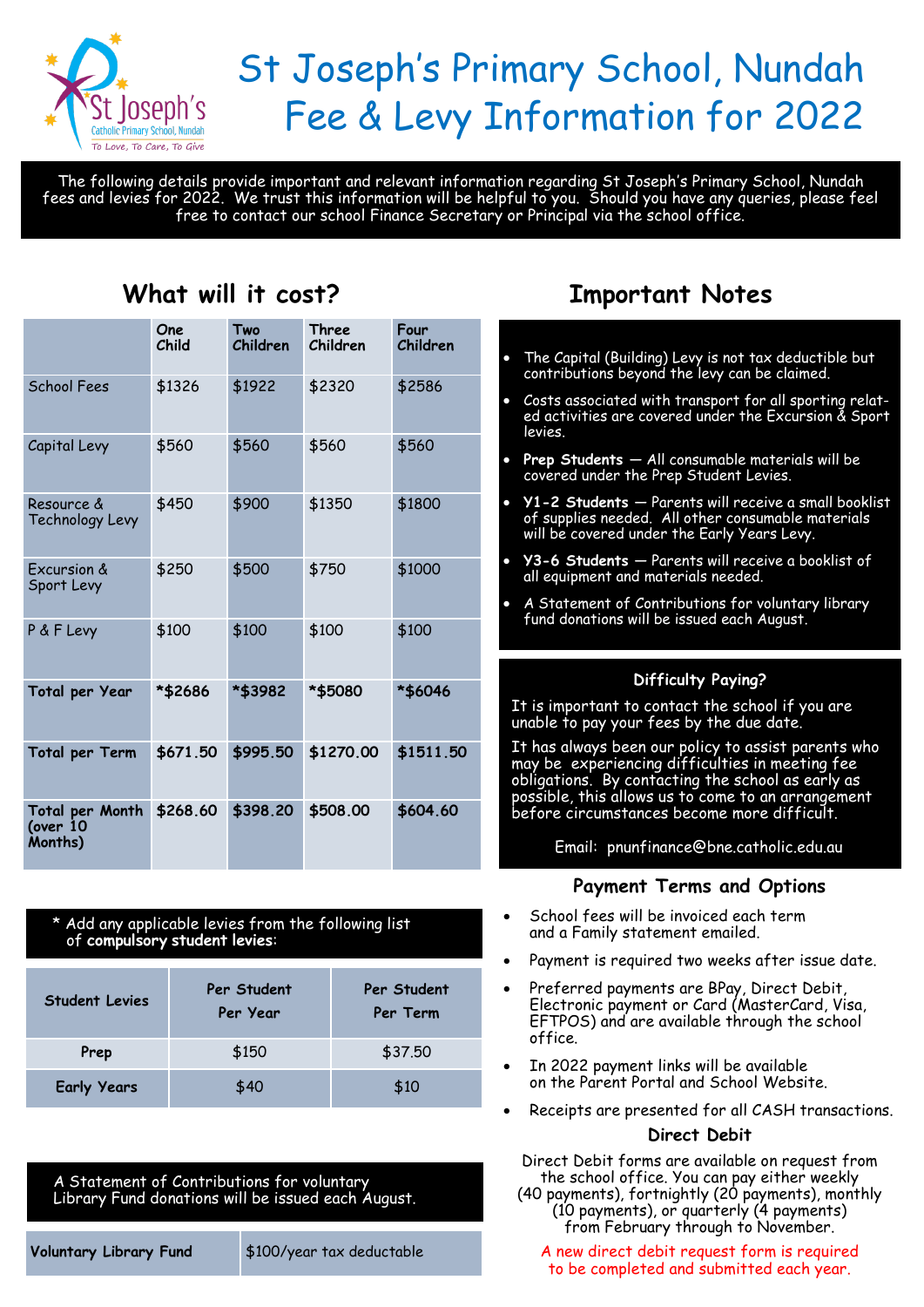# St Joseph's Primary School, Nundah
# Fee & Levy Information for 2022

The following details provide important and relevant information regarding St Joseph's Primary School, Nundah fees and levies for 2022. We trust this information will be helpful to you. Should you have any queries, please feel free to contact our school Finance Secretary or Principal via the school office.

## What will it cost?

| | One Child | Two Children | Three Children | Four Children |
|---|---|---|---|---|
| School Fees | $1326 | $1922 | $2320 | $2586 |
| Capital Levy | $560 | $560 | $560 | $560 |
| Resource & Technology Levy | $450 | $900 | $1350 | $1800 |
| Excursion & Sport Levy | $250 | $500 | $750 | $1000 |
| P & F Levy | $100 | $100 | $100 | $100 |
| **Total per Year** | ***$2686** | ***$3982** | ***$5080** | ***$6046** |
| **Total per Term** | **$671.50** | **$995.50** | **$1270.00** | **$1511.50** |
| **Total per Month (over 10 Months)** | **$268.60** | **$398.20** | **$508.00** | **$604.60** |

\* Add any applicable levies from the following list of **compulsory student levies**:

| Student Levies | Per Student Per Year | Per Student Per Term |
|---|---|---|
| Prep | $150 | $37.50 |
| Early Years | $40 | $10 |

A Statement of Contributions for voluntary Library Fund donations will be issued each August.

| Voluntary Library Fund | $100/year tax deductable |
|---|---|

## Important Notes

- The Capital (Building) Levy is not tax deductible but contributions beyond the levy can be claimed.
- Costs associated with transport for all sporting related activities are covered under the Excursion & Sport levies.
- **Prep Students** — All consumable materials will be covered under the Prep Student Levies.
- **Y1-2 Students** — Parents will receive a small booklist of supplies needed. All other consumable materials will be covered under the Early Years Levy.
- **Y3-6 Students** — Parents will receive a booklist of all equipment and materials needed.
- A Statement of Contributions for voluntary library fund donations will be issued each August.

### Difficulty Paying?

It is important to contact the school if you are unable to pay your fees by the due date.

It has always been our policy to assist parents who may be experiencing difficulties in meeting fee obligations. By contacting the school as early as possible, this allows us to come to an arrangement before circumstances become more difficult.

Email: pnunfinance@bne.catholic.edu.au

### Payment Terms and Options

- School fees will be invoiced each term and a Family statement emailed.
- Payment is required two weeks after issue date.
- Preferred payments are BPay, Direct Debit, Electronic payment or Card (MasterCard, Visa, EFTPOS) and are available through the school office.
- In 2022 payment links will be available on the Parent Portal and School Website.
- Receipts are presented for all CASH transactions.

### Direct Debit

Direct Debit forms are available on request from the school office. You can pay either weekly (40 payments), fortnightly (20 payments), monthly (10 payments), or quarterly (4 payments) from February through to November.

A new direct debit request form is required to be completed and submitted each year.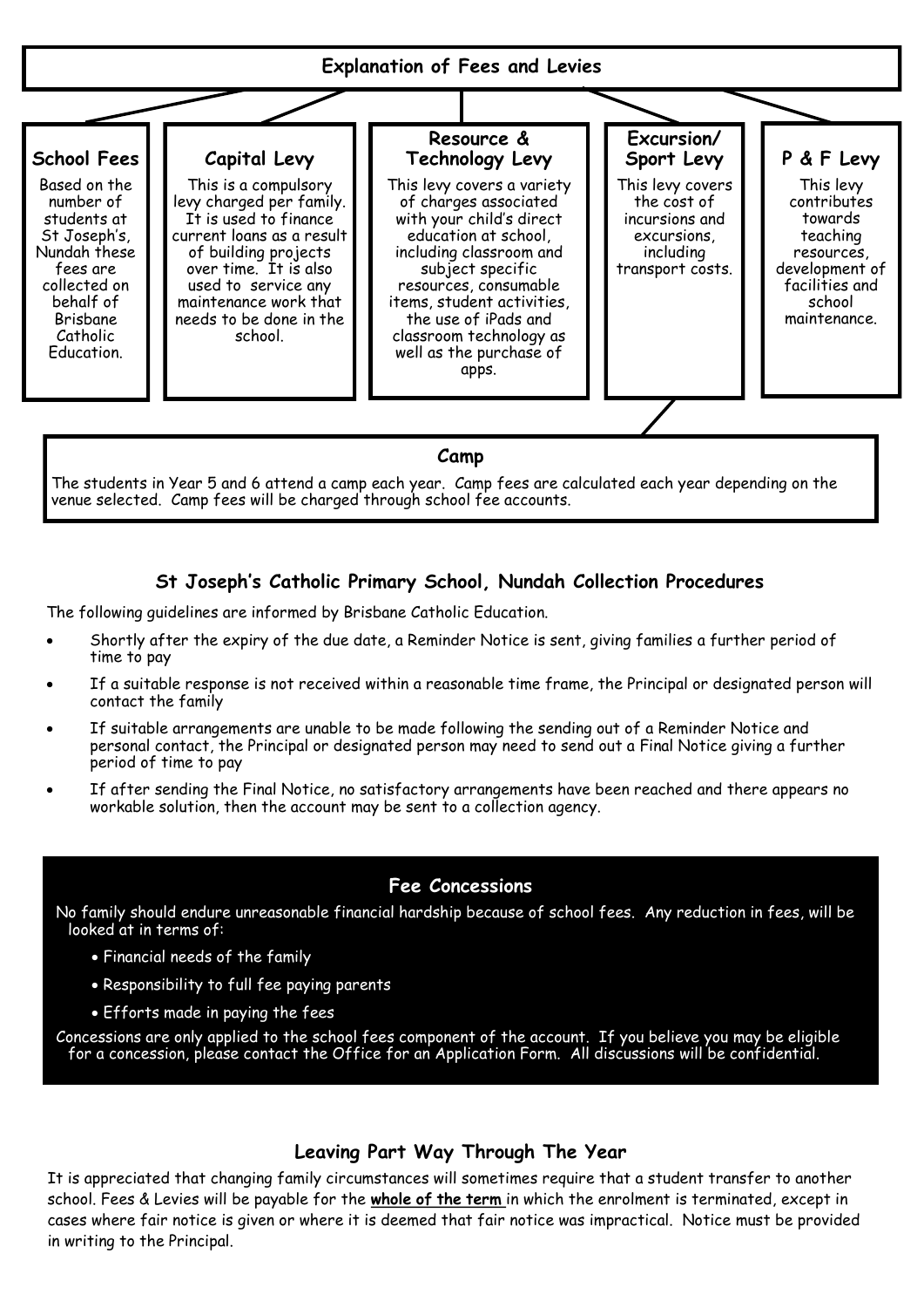## Explanation of Fees and Levies

### School Fees

Based on the number of students at St Joseph's, Nundah these fees are collected on behalf of Brisbane Catholic Education.

### Capital Levy

This is a compulsory levy charged per family. It is used to finance current loans as a result of building projects over time. It is also used to service any maintenance work that needs to be done in the school.

### Resource & Technology Levy

This levy covers a variety of charges associated with your child's direct education at school, including classroom and subject specific resources, consumable items, student activities, the use of iPads and classroom technology as well as the purchase of apps.

### Excursion/ Sport Levy

This levy covers the cost of incursions and excursions, including transport costs.

### P & F Levy

This levy contributes towards teaching resources, development of facilities and school maintenance.

### Camp

The students in Year 5 and 6 attend a camp each year. Camp fees are calculated each year depending on the venue selected. Camp fees will be charged through school fee accounts.

## St Joseph's Catholic Primary School, Nundah Collection Procedures

The following guidelines are informed by Brisbane Catholic Education.

- Shortly after the expiry of the due date, a Reminder Notice is sent, giving families a further period of time to pay
- If a suitable response is not received within a reasonable time frame, the Principal or designated person will contact the family
- If suitable arrangements are unable to be made following the sending out of a Reminder Notice and personal contact, the Principal or designated person may need to send out a Final Notice giving a further period of time to pay
- If after sending the Final Notice, no satisfactory arrangements have been reached and there appears no workable solution, then the account may be sent to a collection agency.

## Fee Concessions

No family should endure unreasonable financial hardship because of school fees. Any reduction in fees, will be looked at in terms of:

- Financial needs of the family
- Responsibility to full fee paying parents
- Efforts made in paying the fees

Concessions are only applied to the school fees component of the account. If you believe you may be eligible for a concession, please contact the Office for an Application Form. All discussions will be confidential.

## Leaving Part Way Through The Year

It is appreciated that changing family circumstances will sometimes require that a student transfer to another school. Fees & Levies will be payable for the **whole of the term** in which the enrolment is terminated, except in cases where fair notice is given or where it is deemed that fair notice was impractical. Notice must be provided in writing to the Principal.